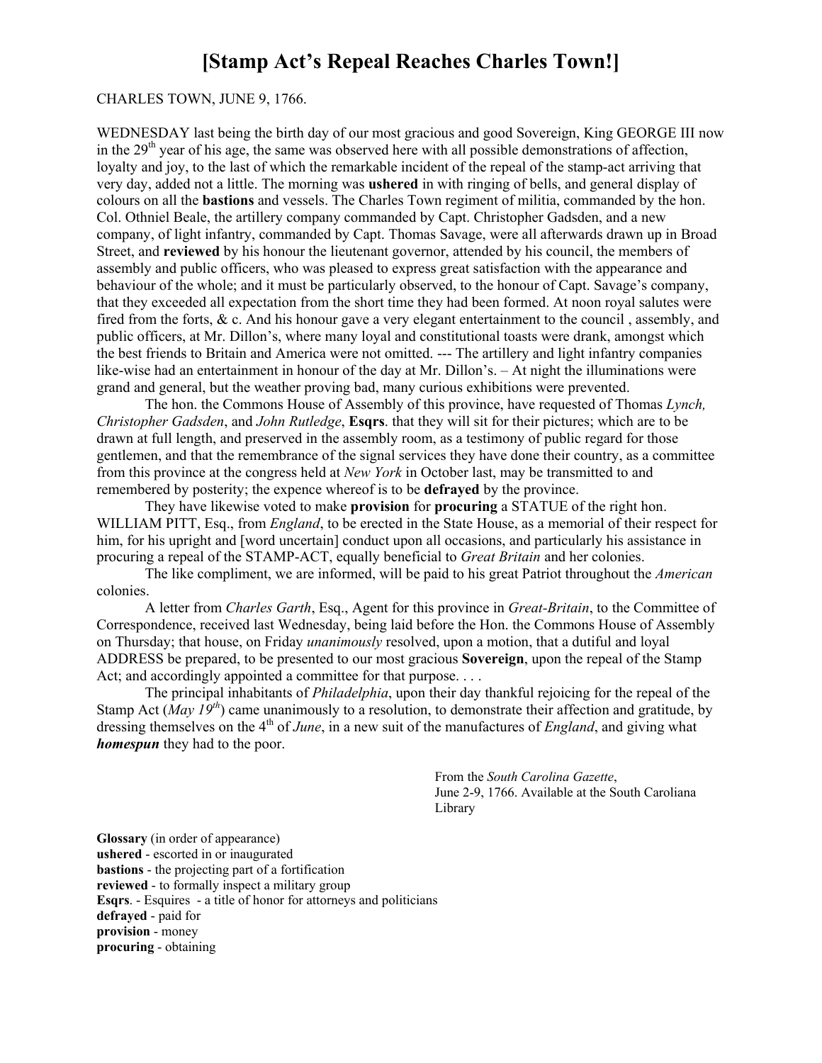# [Stamp Act's Repeal Reaches Charles Town!]

CHARLES TOWN, JUNE 9, 1766.

WEDNESDAY last being the birth day of our most gracious and good Sovereign, King GEORGE III now in the 29th year of his age, the same was observed here with all possible demonstrations of affection, loyalty and joy, to the last of which the remarkable incident of the repeal of the stamp-act arriving that very day, added not a little. The morning was **ushered** in with ringing of bells, and general display of colours on all the **bastions** and vessels. The Charles Town regiment of militia, commanded by the hon. Col. Othniel Beale, the artillery company commanded by Capt. Christopher Gadsden, and a new company, of light infantry, commanded by Capt. Thomas Savage, were all afterwards drawn up in Broad Street, and **reviewed** by his honour the lieutenant governor, attended by his council, the members of assembly and public officers, who was pleased to express great satisfaction with the appearance and behaviour of the whole; and it must be particularly observed, to the honour of Capt. Savage's company, that they exceeded all expectation from the short time they had been formed. At noon royal salutes were fired from the forts, & c. And his honour gave a very elegant entertainment to the council , assembly, and public officers, at Mr. Dillon's, where many loyal and constitutional toasts were drank, amongst which the best friends to Britain and America were not omitted. --- The artillery and light infantry companies like-wise had an entertainment in honour of the day at Mr. Dillon's. – At night the illuminations were grand and general, but the weather proving bad, many curious exhibitions were prevented.

The hon. the Commons House of Assembly of this province, have requested of Thomas *Lynch, Christopher Gadsden*, and *John Rutledge*, **Esqrs**. that they will sit for their pictures; which are to be drawn at full length, and preserved in the assembly room, as a testimony of public regard for those gentlemen, and that the remembrance of the signal services they have done their country, as a committee from this province at the congress held at *New York* in October last, may be transmitted to and remembered by posterity; the expence whereof is to be **defrayed** by the province.

They have likewise voted to make **provision** for **procuring** a STATUE of the right hon. WILLIAM PITT, Esq., from *England*, to be erected in the State House, as a memorial of their respect for him, for his upright and [word uncertain] conduct upon all occasions, and particularly his assistance in procuring a repeal of the STAMP-ACT, equally beneficial to *Great Britain* and her colonies.

The like compliment, we are informed, will be paid to his great Patriot throughout the *American* colonies.

A letter from *Charles Garth*, Esq., Agent for this province in *Great-Britain*, to the Committee of Correspondence, received last Wednesday, being laid before the Hon. the Commons House of Assembly on Thursday; that house, on Friday *unanimously* resolved, upon a motion, that a dutiful and loyal ADDRESS be prepared, to be presented to our most gracious **Sovereign**, upon the repeal of the Stamp Act; and accordingly appointed a committee for that purpose. . . .

The principal inhabitants of *Philadelphia*, upon their day thankful rejoicing for the repeal of the Stamp Act (*May 19th*) came unanimously to a resolution, to demonstrate their affection and gratitude, by dressing themselves on the 4th of *June*, in a new suit of the manufactures of *England*, and giving what ***homespun*** they had to the poor.

From the *South Carolina Gazette*,
June 2-9, 1766. Available at the South Caroliana Library

**Glossary** (in order of appearance)
**ushered** - escorted in or inaugurated
**bastions** - the projecting part of a fortification
**reviewed** - to formally inspect a military group
**Esqrs**. - Esquires - a title of honor for attorneys and politicians
**defrayed** - paid for
**provision** - money
**procuring** - obtaining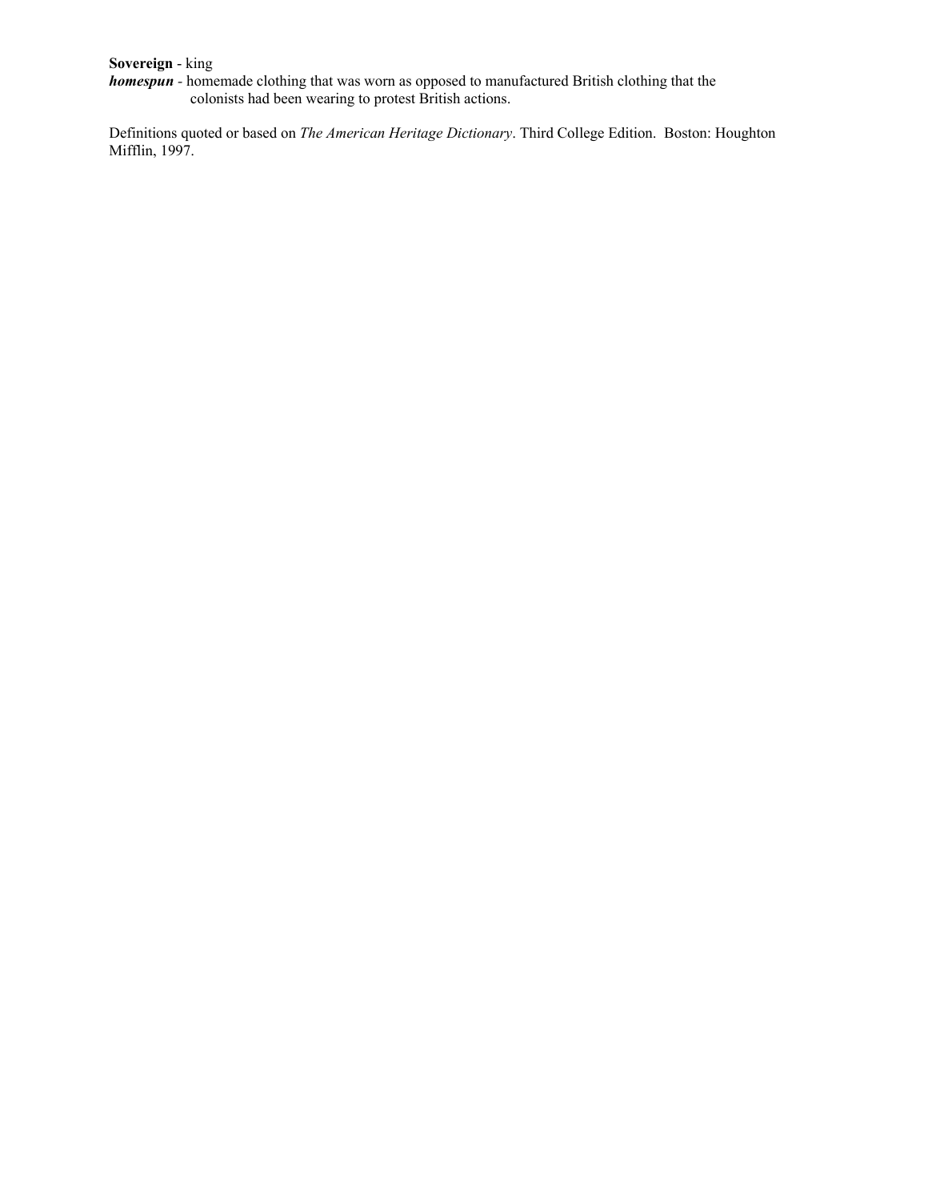**Sovereign** - king
***homespun*** - homemade clothing that was worn as opposed to manufactured British clothing that the colonists had been wearing to protest British actions.

Definitions quoted or based on *The American Heritage Dictionary*. Third College Edition. Boston: Houghton Mifflin, 1997.